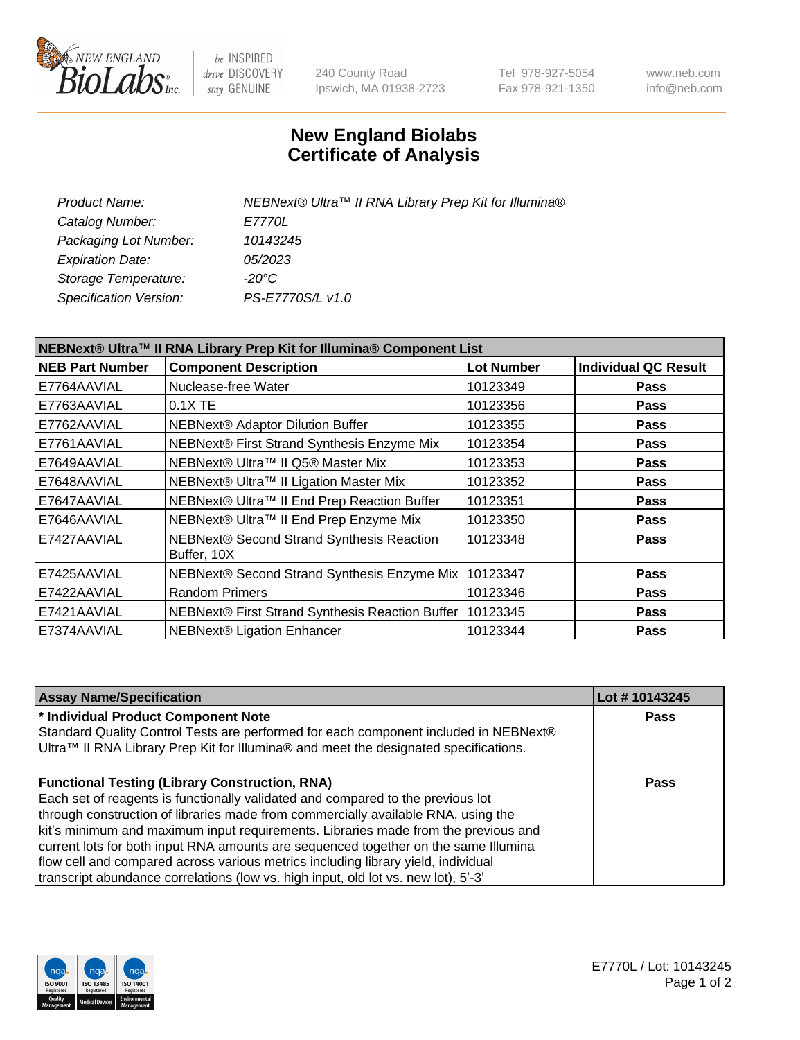New England BioLabs Inc. — be INSPIRED drive DISCOVERY stay GENUINE

240 County Road
Ipswich, MA 01938-2723

Tel 978-927-5054
Fax 978-921-1350

www.neb.com
info@neb.com

# New England Biolabs Certificate of Analysis

| | |
|---|---|
| *Product Name:* | *NEBNext® Ultra™ II RNA Library Prep Kit for Illumina®* |
| *Catalog Number:* | *E7770L* |
| *Packaging Lot Number:* | *10143245* |
| *Expiration Date:* | *05/2023* |
| *Storage Temperature:* | *-20°C* |
| *Specification Version:* | *PS-E7770S/L v1.0* |

| NEBNext® Ultra™ II RNA Library Prep Kit for Illumina® Component List | | | |
|---|---|---|---|
| **NEB Part Number** | **Component Description** | **Lot Number** | **Individual QC Result** |
| E7764AAVIAL | Nuclease-free Water | 10123349 | **Pass** |
| E7763AAVIAL | 0.1X TE | 10123356 | **Pass** |
| E7762AAVIAL | NEBNext® Adaptor Dilution Buffer | 10123355 | **Pass** |
| E7761AAVIAL | NEBNext® First Strand Synthesis Enzyme Mix | 10123354 | **Pass** |
| E7649AAVIAL | NEBNext® Ultra™ II Q5® Master Mix | 10123353 | **Pass** |
| E7648AAVIAL | NEBNext® Ultra™ II Ligation Master Mix | 10123352 | **Pass** |
| E7647AAVIAL | NEBNext® Ultra™ II End Prep Reaction Buffer | 10123351 | **Pass** |
| E7646AAVIAL | NEBNext® Ultra™ II End Prep Enzyme Mix | 10123350 | **Pass** |
| E7427AAVIAL | NEBNext® Second Strand Synthesis Reaction Buffer, 10X | 10123348 | **Pass** |
| E7425AAVIAL | NEBNext® Second Strand Synthesis Enzyme Mix | 10123347 | **Pass** |
| E7422AAVIAL | Random Primers | 10123346 | **Pass** |
| E7421AAVIAL | NEBNext® First Strand Synthesis Reaction Buffer | 10123345 | **Pass** |
| E7374AAVIAL | NEBNext® Ligation Enhancer | 10123344 | **Pass** |

| Assay Name/Specification | Lot # 10143245 |
|---|---|
| **\* Individual Product Component Note**<br>Standard Quality Control Tests are performed for each component included in NEBNext® Ultra™ II RNA Library Prep Kit for Illumina® and meet the designated specifications. | **Pass** |
| **Functional Testing (Library Construction, RNA)**<br>Each set of reagents is functionally validated and compared to the previous lot through construction of libraries made from commercially available RNA, using the kit's minimum and maximum input requirements. Libraries made from the previous and current lots for both input RNA amounts are sequenced together on the same Illumina flow cell and compared across various metrics including library yield, individual transcript abundance correlations (low vs. high input, old lot vs. new lot), 5'-3' | **Pass** |

E7770L / Lot: 10143245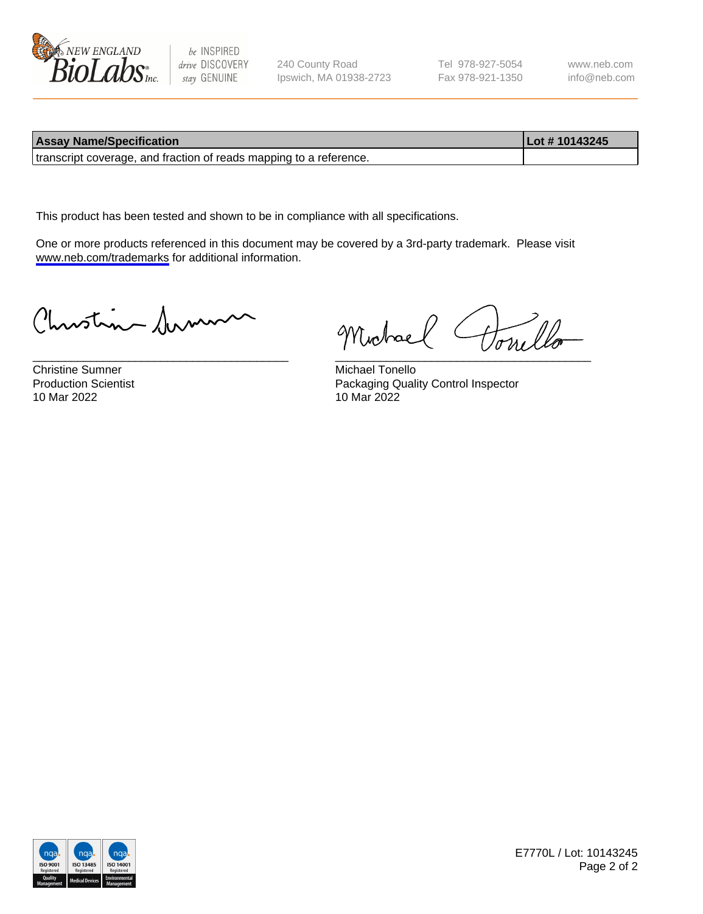| Assay Name/Specification | Lot # 10143245 |
|---|---|
| transcript coverage, and fraction of reads mapping to a reference. | |

This product has been tested and shown to be in compliance with all specifications.

One or more products referenced in this document may be covered by a 3rd-party trademark. Please visit www.neb.com/trademarks for additional information.

Christine Sumner
Production Scientist
10 Mar 2022

Michael Tonello
Packaging Quality Control Inspector
10 Mar 2022

E7770L / Lot: 10143245